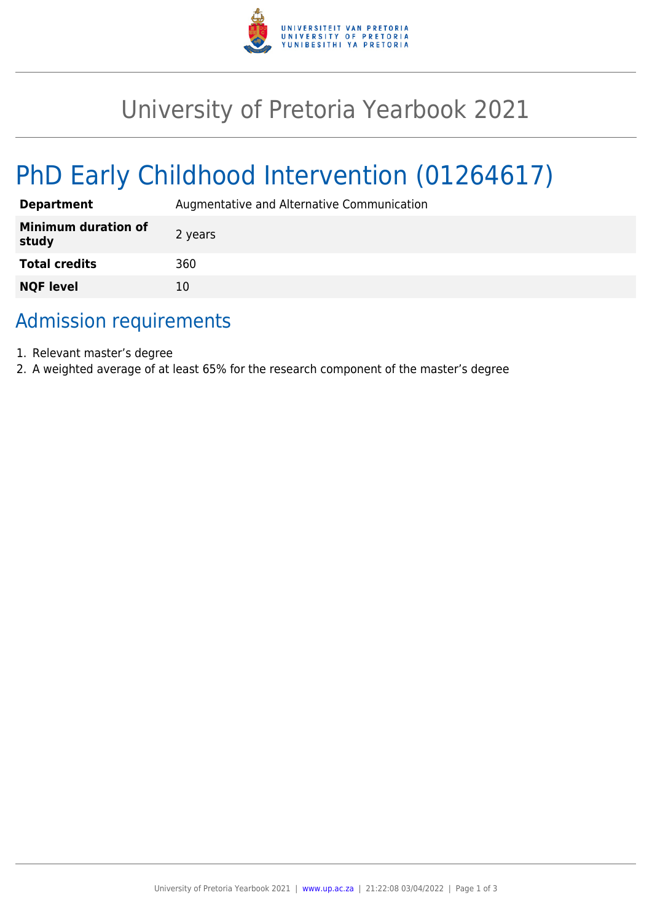# University of Pretoria Yearbook 2021

## PhD Early Childhood Intervention (01264617)

| | |
|---|---|
| **Department** | Augmentative and Alternative Communication |
| **Minimum duration of study** | 2 years |
| **Total credits** | 360 |
| **NQF level** | 10 |

## Admission requirements

1. Relevant master's degree
2. A weighted average of at least 65% for the research component of the master's degree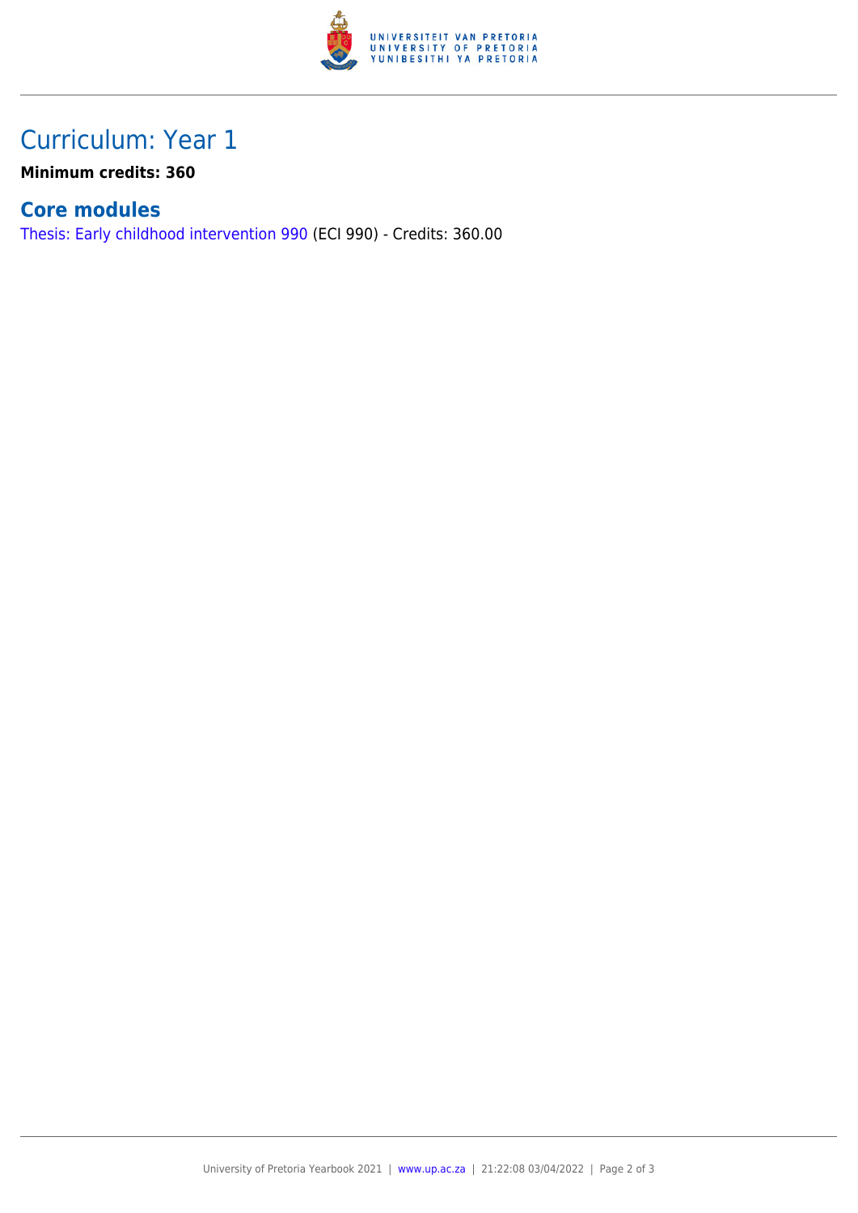# Curriculum: Year 1

**Minimum credits: 360**

## Core modules

Thesis: Early childhood intervention 990 (ECI 990) - Credits: 360.00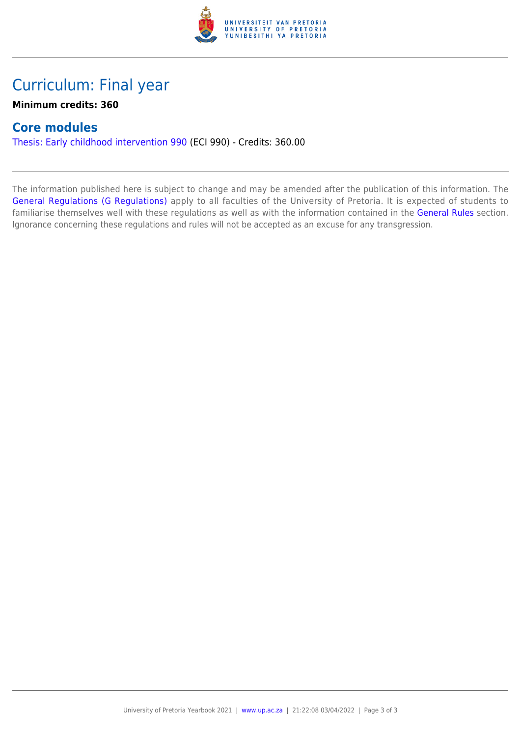## Curriculum: Final year

**Minimum credits: 360**

### Core modules

Thesis: Early childhood intervention 990 (ECI 990) - Credits: 360.00

The information published here is subject to change and may be amended after the publication of this information. The General Regulations (G Regulations) apply to all faculties of the University of Pretoria. It is expected of students to familiarise themselves well with these regulations as well as with the information contained in the General Rules section. Ignorance concerning these regulations and rules will not be accepted as an excuse for any transgression.